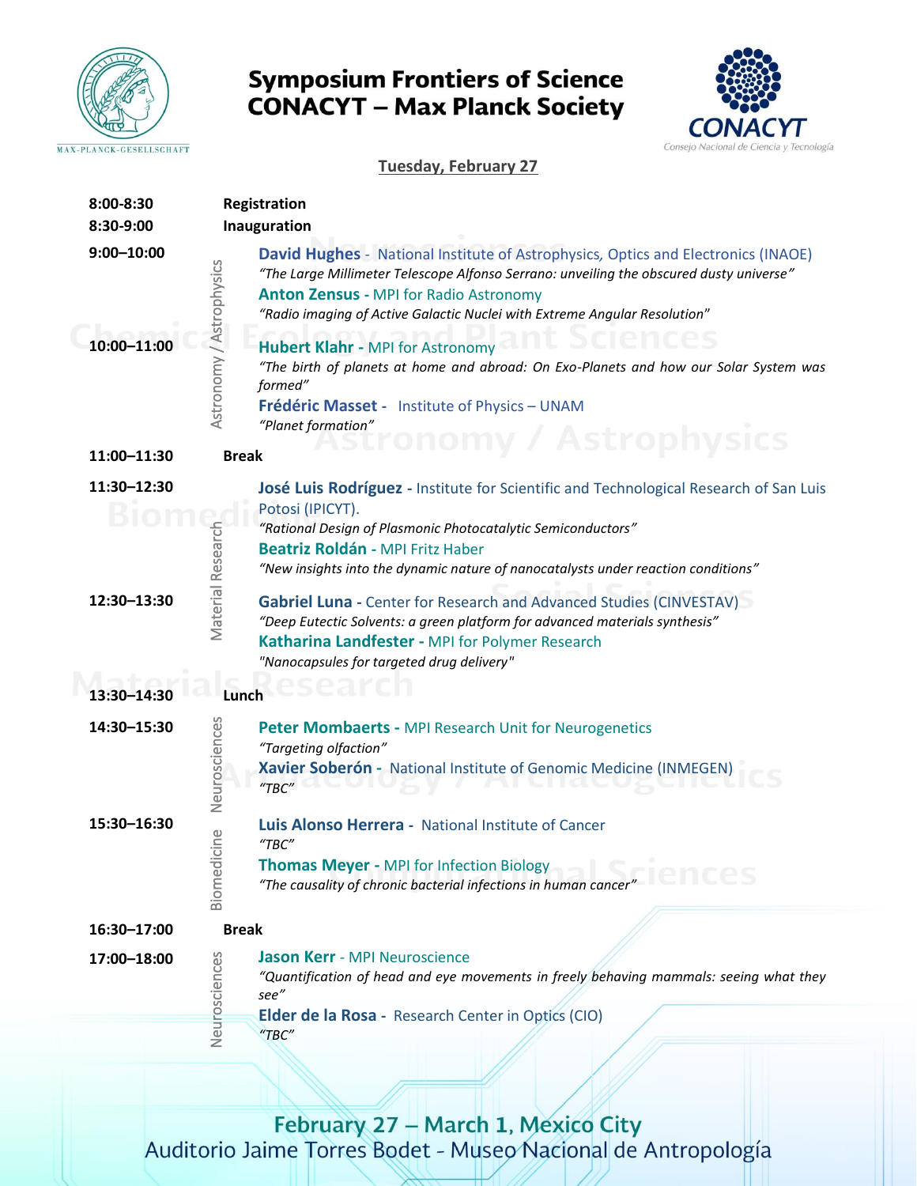# Symposium Frontiers of Science
# CONACYT – Max Planck Society

## Tuesday, February 27

**8:00-8:30** **Registration**

**8:30-9:00** **Inauguration**

### Astronomy / Astrophysics

**9:00–10:00**

**David Hughes** - National Institute of Astrophysics, Optics and Electronics (INAOE)
*"The Large Millimeter Telescope Alfonso Serrano: unveiling the obscured dusty universe"*

**Anton Zensus** - MPI for Radio Astronomy
*"Radio imaging of Active Galactic Nuclei with Extreme Angular Resolution"*

**10:00–11:00**

**Hubert Klahr** - MPI for Astronomy
*"The birth of planets at home and abroad: On Exo-Planets and how our Solar System was formed"*

**Frédéric Masset** - Institute of Physics – UNAM
*"Planet formation"*

**11:00–11:30** **Break**

### Material Research

**11:30–12:30**

**José Luis Rodríguez** - Institute for Scientific and Technological Research of San Luis Potosi (IPICYT).
*"Rational Design of Plasmonic Photocatalytic Semiconductors"*

**Beatriz Roldán** - MPI Fritz Haber
*"New insights into the dynamic nature of nanocatalysts under reaction conditions"*

**12:30–13:30**

**Gabriel Luna** - Center for Research and Advanced Studies (CINVESTAV)
*"Deep Eutectic Solvents: a green platform for advanced materials synthesis"*

**Katharina Landfester** - MPI for Polymer Research
*"Nanocapsules for targeted drug delivery"*

**13:30–14:30** **Lunch**

### Neurosciences

**14:30–15:30**

**Peter Mombaerts** - MPI Research Unit for Neurogenetics
*"Targeting olfaction"*

**Xavier Soberón** - National Institute of Genomic Medicine (INMEGEN)
*"TBC"*

### Biomedicine

**15:30–16:30**

**Luis Alonso Herrera** - National Institute of Cancer
*"TBC"*

**Thomas Meyer** - MPI for Infection Biology
*"The causality of chronic bacterial infections in human cancer"*

**16:30–17:00** **Break**

### Neurosciences

**17:00–18:00**

**Jason Kerr** - MPI Neuroscience
*"Quantification of head and eye movements in freely behaving mammals: seeing what they see"*

**Elder de la Rosa** - Research Center in Optics (CIO)
*"TBC"*

February 27 – March 1, Mexico City
Auditorio Jaime Torres Bodet - Museo Nacional de Antropología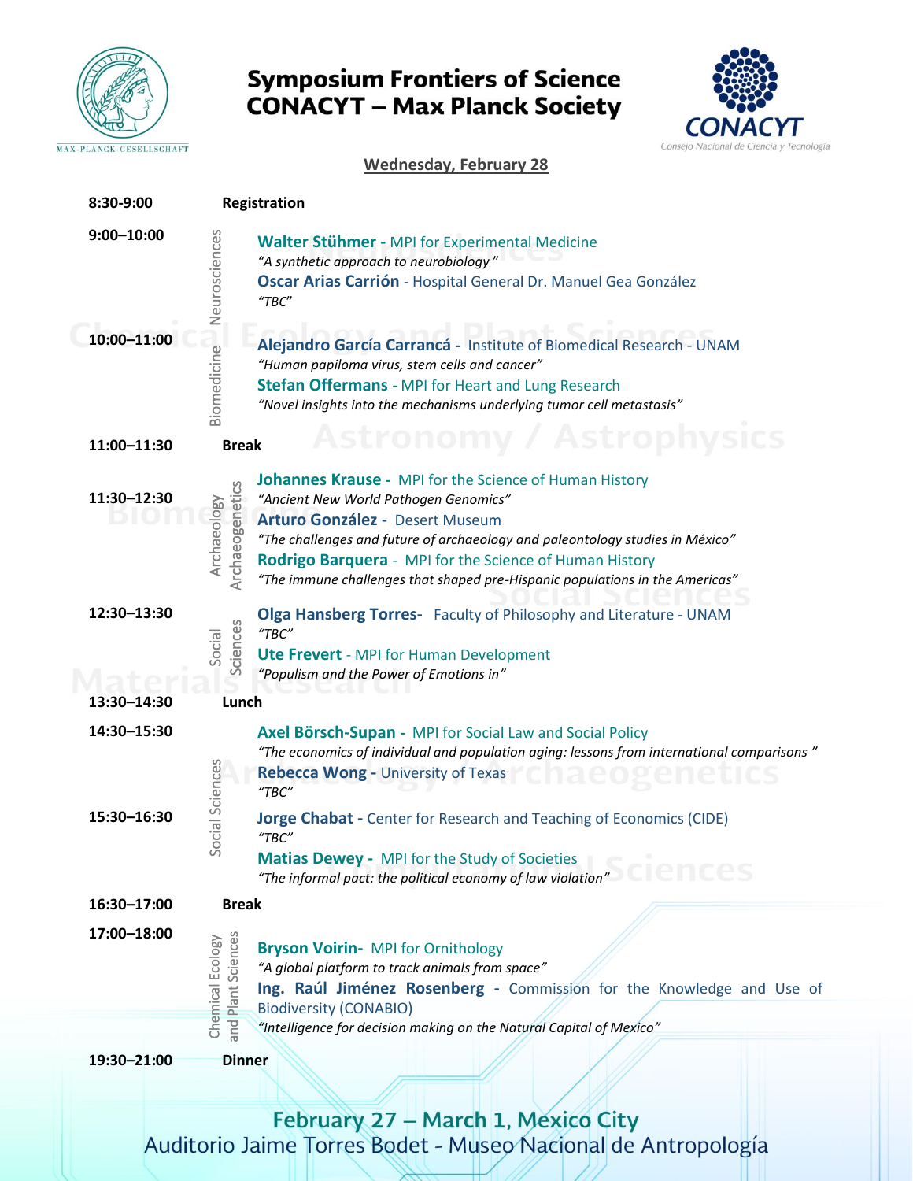# Symposium Frontiers of Science
# CONACYT – Max Planck Society

## Wednesday, February 28

| Time | Session | Program |
|---|---|---|
| 8:30-9:00 | | **Registration** |
| 9:00–10:00 | Neurosciences | **Walter Stühmer** - MPI for Experimental Medicine<br>*"A synthetic approach to neurobiology"*<br>**Oscar Arias Carrión** - Hospital General Dr. Manuel Gea González<br>*"TBC"* |
| 10:00–11:00 | Biomedicine | **Alejandro García Carrancá** - Institute of Biomedical Research - UNAM<br>*"Human papiloma virus, stem cells and cancer"*<br>**Stefan Offermans** - MPI for Heart and Lung Research<br>*"Novel insights into the mechanisms underlying tumor cell metastasis"* |
| 11:00–11:30 | | **Break** |
| 11:30–12:30 | Archaeology Archaeogenetics | **Johannes Krause** - MPI for the Science of Human History<br>*"Ancient New World Pathogen Genomics"*<br>**Arturo González** - Desert Museum<br>*"The challenges and future of archaeology and paleontology studies in México"*<br>**Rodrigo Barquera** - MPI for the Science of Human History<br>*"The immune challenges that shaped pre-Hispanic populations in the Americas"* |
| 12:30–13:30 | Social Sciences | **Olga Hansberg Torres**- Faculty of Philosophy and Literature - UNAM<br>*"TBC"*<br>**Ute Frevert** - MPI for Human Development<br>*"Populism and the Power of Emotions in"* |
| 13:30–14:30 | | **Lunch** |
| 14:30–15:30 | Social Sciences | **Axel Börsch-Supan** - MPI for Social Law and Social Policy<br>*"The economics of individual and population aging: lessons from international comparisons"*<br>**Rebecca Wong** - University of Texas<br>*"TBC"* |
| 15:30–16:30 | Social Sciences | **Jorge Chabat** - Center for Research and Teaching of Economics (CIDE)<br>*"TBC"*<br>**Matias Dewey** - MPI for the Study of Societies<br>*"The informal pact: the political economy of law violation"* |
| 16:30–17:00 | | **Break** |
| 17:00–18:00 | Chemical Ecology and Plant Sciences | **Bryson Voirin**- MPI for Ornithology<br>*"A global platform to track animals from space"*<br>**Ing. Raúl Jiménez Rosenberg** - Commission for the Knowledge and Use of Biodiversity (CONABIO)<br>*"Intelligence for decision making on the Natural Capital of Mexico"* |
| 19:30–21:00 | | **Dinner** |

**February 27 – March 1, Mexico City**
Auditorio Jaime Torres Bodet - Museo Nacional de Antropología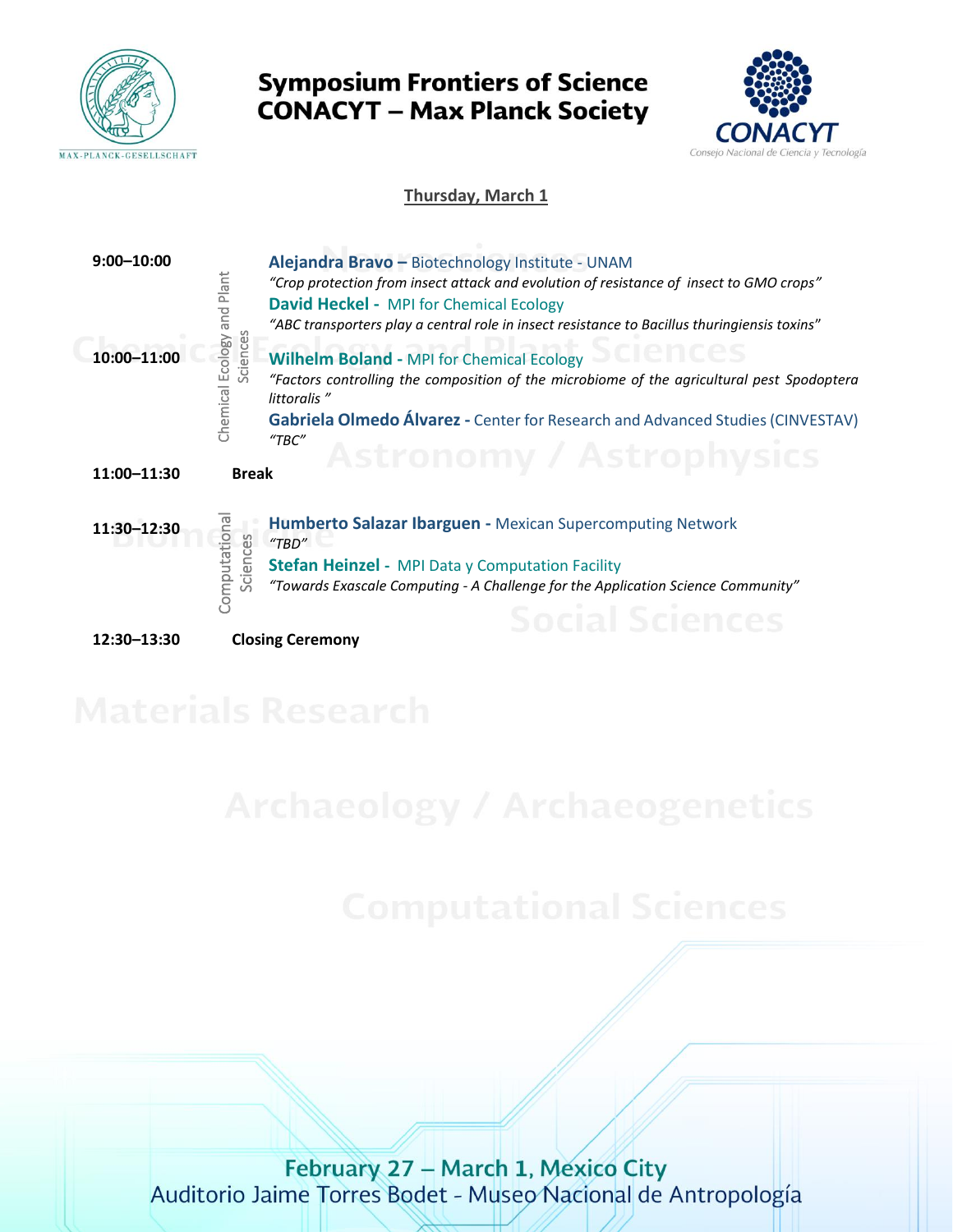# Symposium Frontiers of Science
# CONACYT – Max Planck Society

## Thursday, March 1

**9:00–10:00** — *Chemical Ecology and Plant Sciences*

**Alejandra Bravo –** Biotechnology Institute - UNAM
*"Crop protection from insect attack and evolution of resistance of insect to GMO crops"*

**David Heckel -** MPI for Chemical Ecology
*"ABC transporters play a central role in insect resistance to Bacillus thuringiensis toxins"*

**10:00–11:00**

**Wilhelm Boland -** MPI for Chemical Ecology
*"Factors controlling the composition of the microbiome of the agricultural pest Spodoptera littoralis "*

**Gabriela Olmedo Álvarez -** Center for Research and Advanced Studies (CINVESTAV)
*"TBC"*

**11:00–11:30** — **Break**

**11:30–12:30** — *Computational Sciences*

**Humberto Salazar Ibarguen -** Mexican Supercomputing Network
*"TBD"*

**Stefan Heinzel -** MPI Data y Computation Facility
*"Towards Exascale Computing - A Challenge for the Application Science Community"*

**12:30–13:30** — **Closing Ceremony**

**February 27 – March 1, Mexico City**
Auditorio Jaime Torres Bodet - Museo Nacional de Antropología